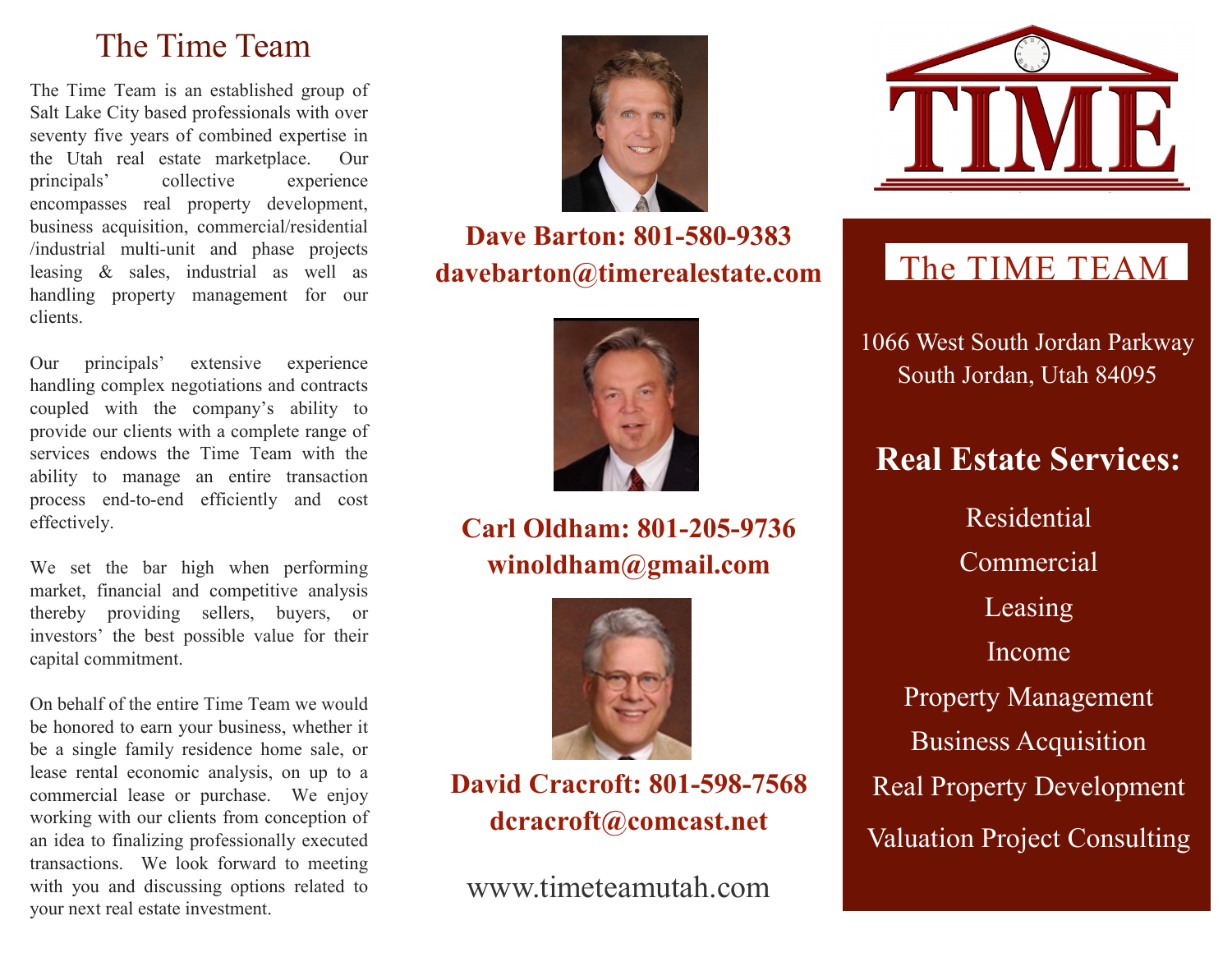# The Time Team

The Time Team is an established group of Salt Lake City based professionals with over seventy five years of combined expertise in the Utah real estate marketplace. Our principals' collective experience encompasses real property development, business acquisition, commercial/residential /industrial multi-unit and phase projects leasing & sales, industrial as well as handling property management for our clients.

Our principals' extensive experience handling complex negotiations and contracts coupled with the company's ability to provide our clients with a complete range of services endows the Time Team with the ability to manage an entire transaction process end-to-end efficiently and cost effectively.

We set the bar high when performing market, financial and competitive analysis thereby providing sellers, buyers, or investors' the best possible value for their capital commitment.

On behalf of the entire Time Team we would be honored to earn your business, whether it be a single family residence home sale, or lease rental economic analysis, on up to a commercial lease or purchase. We enjoy working with our clients from conception of an idea to finalizing professionally executed transactions. We look forward to meeting with you and discussing options related to your next real estate investment.

**Dave Barton: 801-580-9383**
**davebarton@timerealestate.com**

**Carl Oldham: 801-205-9736**
**winoldham@gmail.com**

**David Cracroft: 801-598-7568**
**dcracroft@comcast.net**

www.timeteamutah.com

TIME

## The TIME TEAM

1066 West South Jordan Parkway
South Jordan, Utah 84095

## Real Estate Services:

Residential

Commercial

Leasing

Income

Property Management

Business Acquisition

Real Property Development

Valuation Project Consulting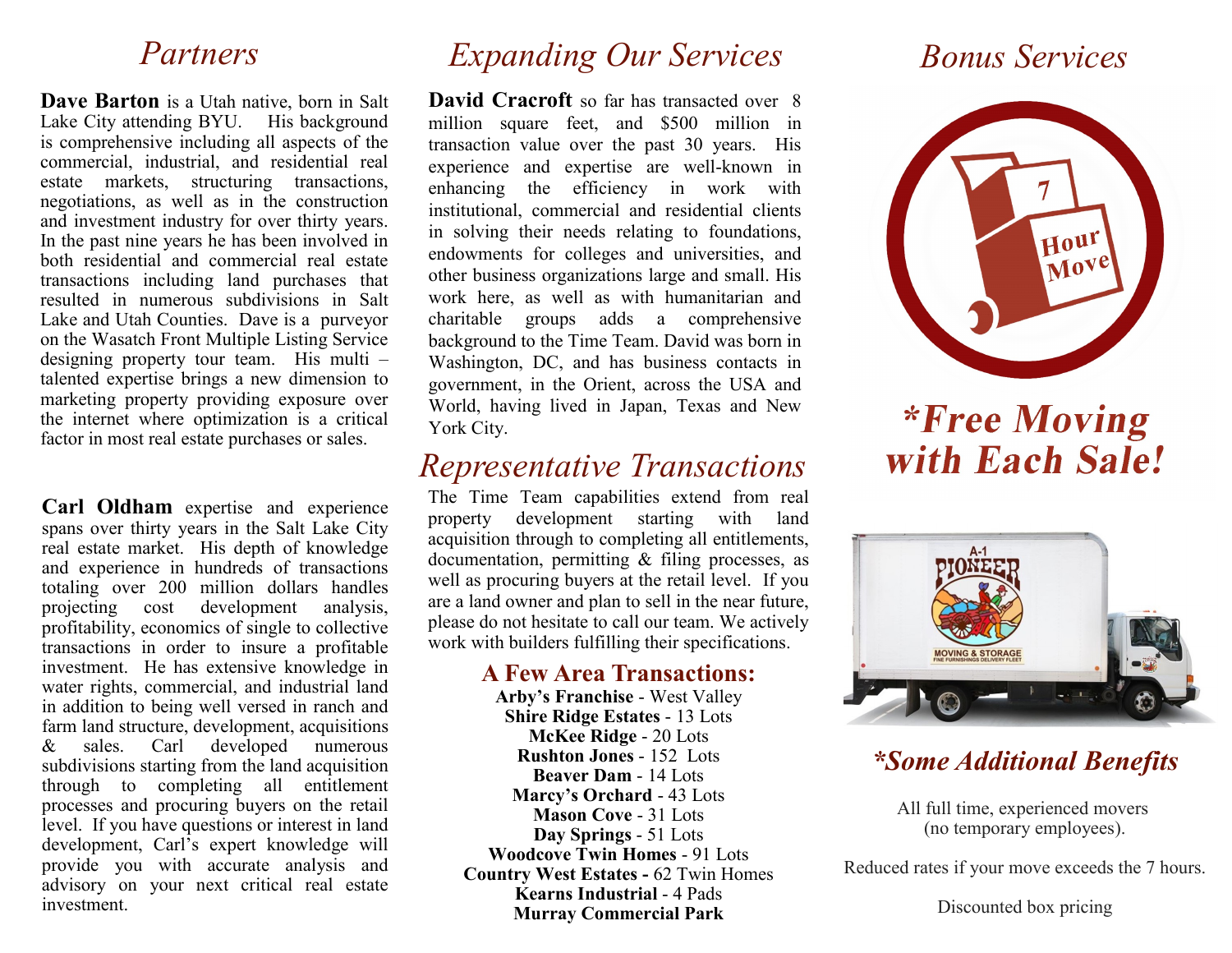# Partners

**Dave Barton** is a Utah native, born in Salt Lake City attending BYU. His background is comprehensive including all aspects of the commercial, industrial, and residential real estate markets, structuring transactions, negotiations, as well as in the construction and investment industry for over thirty years. In the past nine years he has been involved in both residential and commercial real estate transactions including land purchases that resulted in numerous subdivisions in Salt Lake and Utah Counties. Dave is a purveyor on the Wasatch Front Multiple Listing Service designing property tour team. His multi – talented expertise brings a new dimension to marketing property providing exposure over the internet where optimization is a critical factor in most real estate purchases or sales.

**Carl Oldham** expertise and experience spans over thirty years in the Salt Lake City real estate market. His depth of knowledge and experience in hundreds of transactions totaling over 200 million dollars handles projecting cost development analysis, profitability, economics of single to collective transactions in order to insure a profitable investment. He has extensive knowledge in water rights, commercial, and industrial land in addition to being well versed in ranch and farm land structure, development, acquisitions & sales. Carl developed numerous subdivisions starting from the land acquisition through to completing all entitlement processes and procuring buyers on the retail level. If you have questions or interest in land development, Carl's expert knowledge will provide you with accurate analysis and advisory on your next critical real estate investment.

# Expanding Our Services

**David Cracroft** so far has transacted over 8 million square feet, and $500 million in transaction value over the past 30 years. His experience and expertise are well-known in enhancing the efficiency in work with institutional, commercial and residential clients in solving their needs relating to foundations, endowments for colleges and universities, and other business organizations large and small. His work here, as well as with humanitarian and charitable groups adds a comprehensive background to the Time Team. David was born in Washington, DC, and has business contacts in government, in the Orient, across the USA and World, having lived in Japan, Texas and New York City.

# Representative Transactions

The Time Team capabilities extend from real property development starting with land acquisition through to completing all entitlements, documentation, permitting & filing processes, as well as procuring buyers at the retail level. If you are a land owner and plan to sell in the near future, please do not hesitate to call our team. We actively work with builders fulfilling their specifications.

## A Few Area Transactions:

**Arby's Franchise** - West Valley
**Shire Ridge Estates** - 13 Lots
**McKee Ridge** - 20 Lots
**Rushton Jones** - 152 Lots
**Beaver Dam** - 14 Lots
**Marcy's Orchard** - 43 Lots
**Mason Cove** - 31 Lots
**Day Springs** - 51 Lots
**Woodcove Twin Homes** - 91 Lots
**Country West Estates -** 62 Twin Homes
**Kearns Industrial** - 4 Pads
**Murray Commercial Park**

# Bonus Services

7 Hour Move

## *Free Moving with Each Sale!

A-1 PIONEER
MOVING & STORAGE
FINE FURNISHINGS DELIVERY FLEET

## *Some Additional Benefits

All full time, experienced movers (no temporary employees).

Reduced rates if your move exceeds the 7 hours.

Discounted box pricing